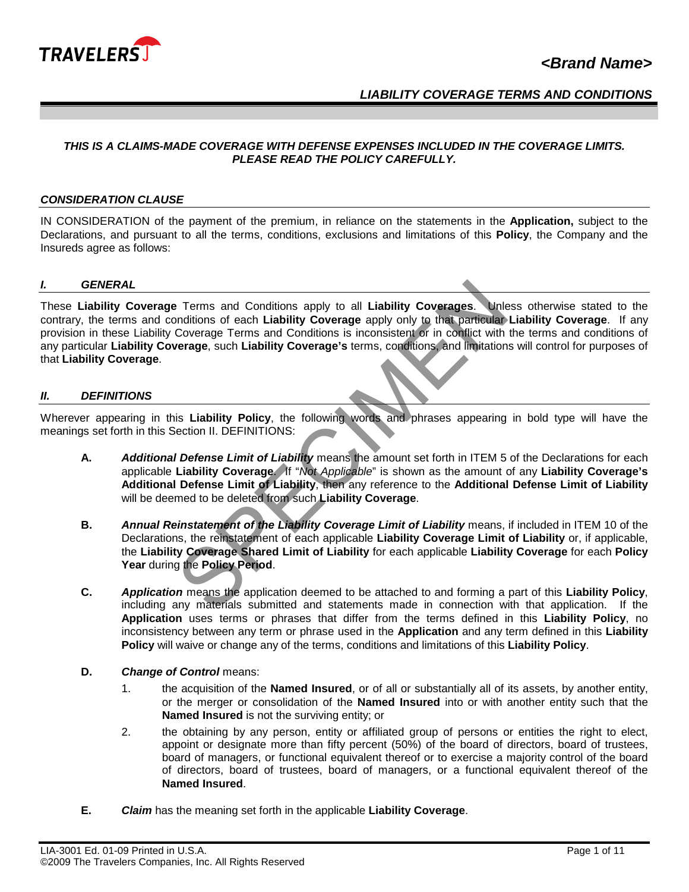**<Brand Name>**

## *LIABILITY COVERAGE TERMS AND CONDITIONS*

***THIS IS A CLAIMS-MADE COVERAGE WITH DEFENSE EXPENSES INCLUDED IN THE COVERAGE LIMITS. PLEASE READ THE POLICY CAREFULLY.***

### *CONSIDERATION CLAUSE*

IN CONSIDERATION of the payment of the premium, in reliance on the statements in the **Application,** subject to the Declarations, and pursuant to all the terms, conditions, exclusions and limitations of this **Policy**, the Company and the Insureds agree as follows:

### *I. GENERAL*

These **Liability Coverage** Terms and Conditions apply to all **Liability Coverages**. Unless otherwise stated to the contrary, the terms and conditions of each **Liability Coverage** apply only to that particular **Liability Coverage**. If any provision in these Liability Coverage Terms and Conditions is inconsistent or in conflict with the terms and conditions of any particular **Liability Coverage**, such **Liability Coverage's** terms, conditions, and limitations will control for purposes of that **Liability Coverage**.

### *II. DEFINITIONS*

Wherever appearing in this **Liability Policy**, the following words and phrases appearing in bold type will have the meanings set forth in this Section II. DEFINITIONS:

**A.** ***Additional Defense Limit of Liability*** means the amount set forth in ITEM 5 of the Declarations for each applicable **Liability Coverage**. If "*Not Applicable*" is shown as the amount of any **Liability Coverage's Additional Defense Limit of Liability**, then any reference to the **Additional Defense Limit of Liability** will be deemed to be deleted from such **Liability Coverage**.

**B.** ***Annual Reinstatement of the Liability Coverage Limit of Liability*** means, if included in ITEM 10 of the Declarations, the reinstatement of each applicable **Liability Coverage Limit of Liability** or, if applicable, the **Liability Coverage Shared Limit of Liability** for each applicable **Liability Coverage** for each **Policy Year** during the **Policy Period**.

**C.** ***Application*** means the application deemed to be attached to and forming a part of this **Liability Policy**, including any materials submitted and statements made in connection with that application. If the **Application** uses terms or phrases that differ from the terms defined in this **Liability Policy**, no inconsistency between any term or phrase used in the **Application** and any term defined in this **Liability Policy** will waive or change any of the terms, conditions and limitations of this **Liability Policy**.

**D.** ***Change of Control*** means:

1. the acquisition of the **Named Insured**, or of all or substantially all of its assets, by another entity, or the merger or consolidation of the **Named Insured** into or with another entity such that the **Named Insured** is not the surviving entity; or
2. the obtaining by any person, entity or affiliated group of persons or entities the right to elect, appoint or designate more than fifty percent (50%) of the board of directors, board of trustees, board of managers, or functional equivalent thereof or to exercise a majority control of the board of directors, board of trustees, board of managers, or a functional equivalent thereof of the **Named Insured**.

**E.** ***Claim*** has the meaning set forth in the applicable **Liability Coverage**.

LIA-3001 Ed. 01-09 Printed in U.S.A.
©2009 The Travelers Companies, Inc. All Rights Reserved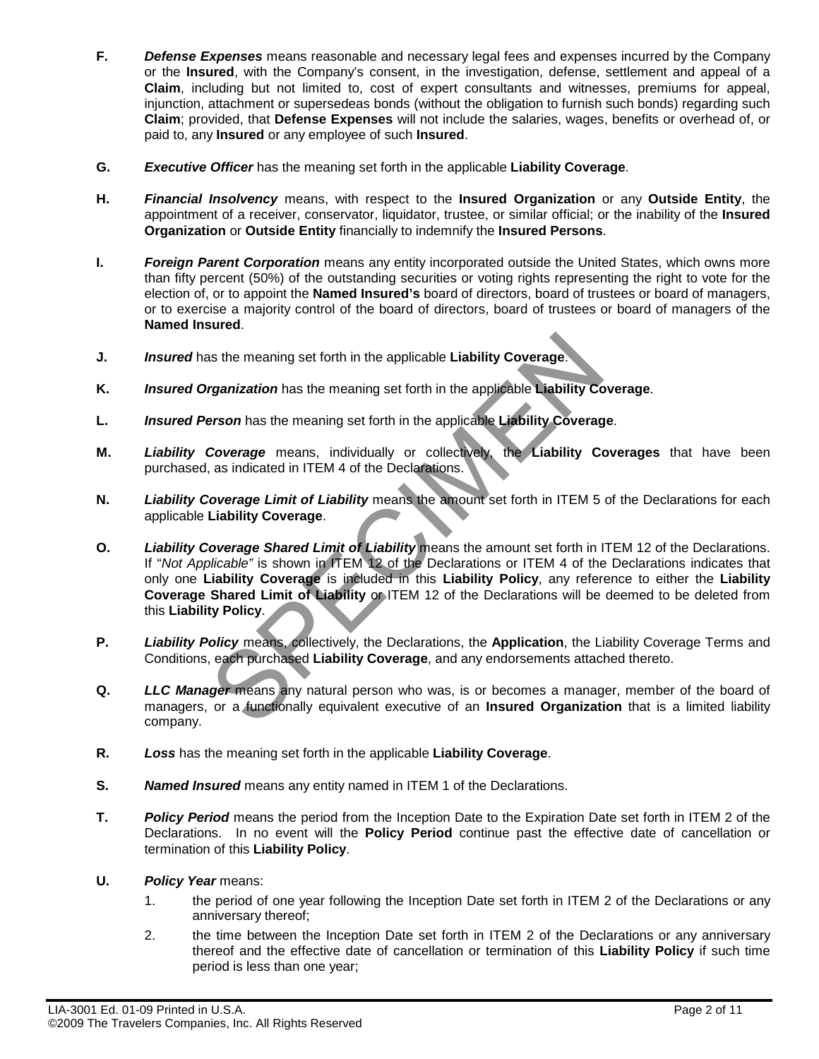**F.** ***Defense Expenses*** means reasonable and necessary legal fees and expenses incurred by the Company or the **Insured**, with the Company's consent, in the investigation, defense, settlement and appeal of a **Claim**, including but not limited to, cost of expert consultants and witnesses, premiums for appeal, injunction, attachment or supersedeas bonds (without the obligation to furnish such bonds) regarding such **Claim**; provided, that **Defense Expenses** will not include the salaries, wages, benefits or overhead of, or paid to, any **Insured** or any employee of such **Insured**.

**G.** ***Executive Officer*** has the meaning set forth in the applicable **Liability Coverage**.

**H.** ***Financial Insolvency*** means, with respect to the **Insured Organization** or any **Outside Entity**, the appointment of a receiver, conservator, liquidator, trustee, or similar official; or the inability of the **Insured Organization** or **Outside Entity** financially to indemnify the **Insured Persons**.

**I.** ***Foreign Parent Corporation*** means any entity incorporated outside the United States, which owns more than fifty percent (50%) of the outstanding securities or voting rights representing the right to vote for the election of, or to appoint the **Named Insured's** board of directors, board of trustees or board of managers, or to exercise a majority control of the board of directors, board of trustees or board of managers of the **Named Insured**.

**J.** ***Insured*** has the meaning set forth in the applicable **Liability Coverage**.

**K.** ***Insured Organization*** has the meaning set forth in the applicable **Liability Coverage**.

**L.** ***Insured Person*** has the meaning set forth in the applicable **Liability Coverage**.

**M.** ***Liability Coverage*** means, individually or collectively, the **Liability Coverages** that have been purchased, as indicated in ITEM 4 of the Declarations.

**N.** ***Liability Coverage Limit of Liability*** means the amount set forth in ITEM 5 of the Declarations for each applicable **Liability Coverage**.

**O.** ***Liability Coverage Shared Limit of Liability*** means the amount set forth in ITEM 12 of the Declarations. If "*Not Applicable"* is shown in ITEM 12 of the Declarations or ITEM 4 of the Declarations indicates that only one **Liability Coverage** is included in this **Liability Policy**, any reference to either the **Liability Coverage Shared Limit of Liability** or ITEM 12 of the Declarations will be deemed to be deleted from this **Liability Policy**.

**P.** ***Liability Policy*** means, collectively, the Declarations, the **Application**, the Liability Coverage Terms and Conditions, each purchased **Liability Coverage**, and any endorsements attached thereto.

**Q.** ***LLC Manager*** means any natural person who was, is or becomes a manager, member of the board of managers, or a functionally equivalent executive of an **Insured Organization** that is a limited liability company.

**R.** ***Loss*** has the meaning set forth in the applicable **Liability Coverage**.

**S.** ***Named Insured*** means any entity named in ITEM 1 of the Declarations.

**T.** ***Policy Period*** means the period from the Inception Date to the Expiration Date set forth in ITEM 2 of the Declarations. In no event will the **Policy Period** continue past the effective date of cancellation or termination of this **Liability Policy**.

**U.** ***Policy Year*** means:

1. the period of one year following the Inception Date set forth in ITEM 2 of the Declarations or any anniversary thereof;
2. the time between the Inception Date set forth in ITEM 2 of the Declarations or any anniversary thereof and the effective date of cancellation or termination of this **Liability Policy** if such time period is less than one year;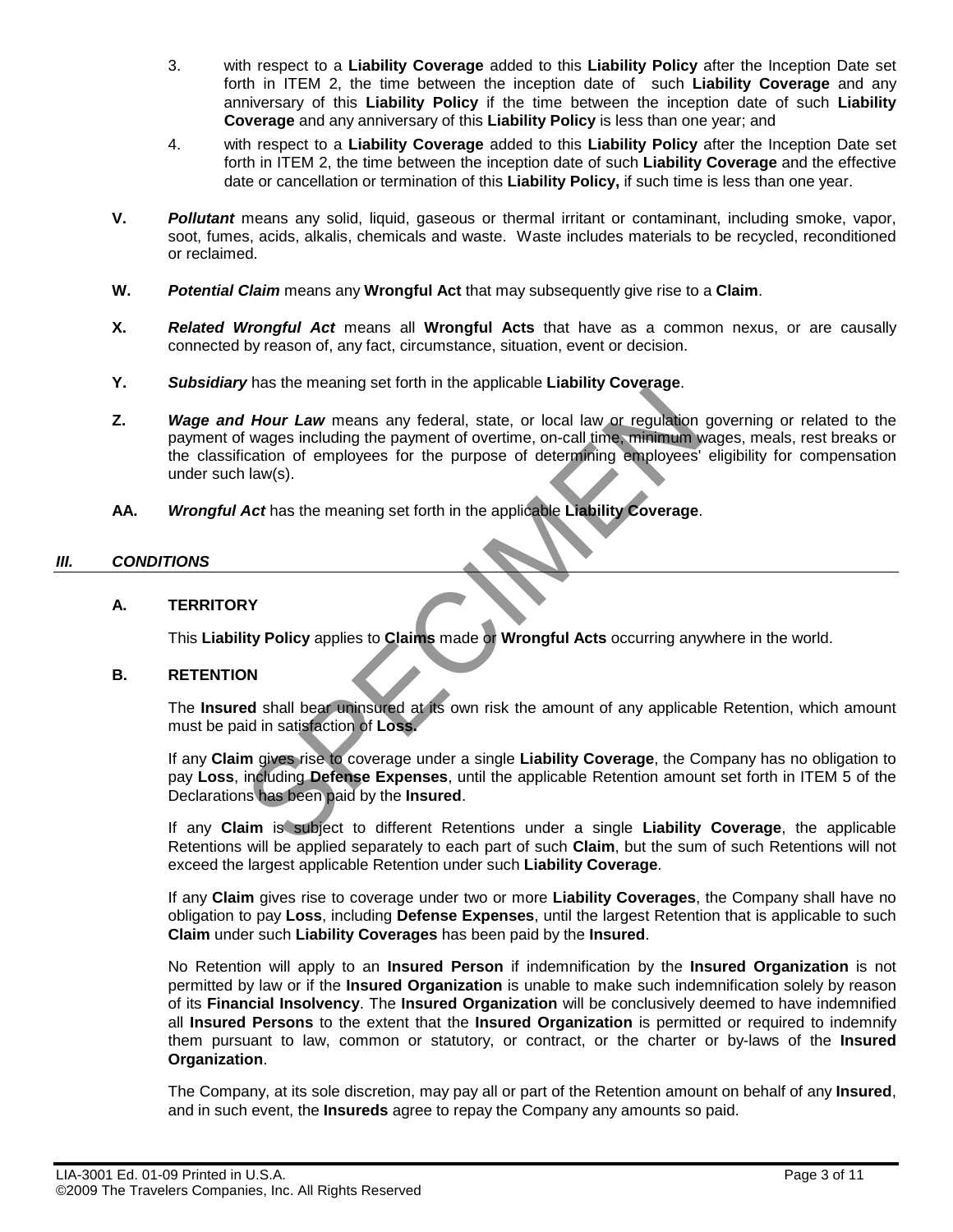3. with respect to a **Liability Coverage** added to this **Liability Policy** after the Inception Date set forth in ITEM 2, the time between the inception date of such **Liability Coverage** and any anniversary of this **Liability Policy** if the time between the inception date of such **Liability Coverage** and any anniversary of this **Liability Policy** is less than one year; and

4. with respect to a **Liability Coverage** added to this **Liability Policy** after the Inception Date set forth in ITEM 2, the time between the inception date of such **Liability Coverage** and the effective date or cancellation or termination of this **Liability Policy,** if such time is less than one year.

**V.** ***Pollutant*** means any solid, liquid, gaseous or thermal irritant or contaminant, including smoke, vapor, soot, fumes, acids, alkalis, chemicals and waste. Waste includes materials to be recycled, reconditioned or reclaimed.

**W.** ***Potential Claim*** means any **Wrongful Act** that may subsequently give rise to a **Claim**.

**X.** ***Related Wrongful Act*** means all **Wrongful Acts** that have as a common nexus, or are causally connected by reason of, any fact, circumstance, situation, event or decision.

**Y.** ***Subsidiary*** has the meaning set forth in the applicable **Liability Coverage**.

**Z.** ***Wage and Hour Law*** means any federal, state, or local law or regulation governing or related to the payment of wages including the payment of overtime, on-call time, minimum wages, meals, rest breaks or the classification of employees for the purpose of determining employees' eligibility for compensation under such law(s).

**AA.** ***Wrongful Act*** has the meaning set forth in the applicable **Liability Coverage**.

## *III. CONDITIONS*

### A. TERRITORY

This **Liability Policy** applies to **Claims** made or **Wrongful Acts** occurring anywhere in the world.

### B. RETENTION

The **Insured** shall bear uninsured at its own risk the amount of any applicable Retention, which amount must be paid in satisfaction of **Loss.**

If any **Claim** gives rise to coverage under a single **Liability Coverage**, the Company has no obligation to pay **Loss**, including **Defense Expenses**, until the applicable Retention amount set forth in ITEM 5 of the Declarations has been paid by the **Insured**.

If any **Claim** is subject to different Retentions under a single **Liability Coverage**, the applicable Retentions will be applied separately to each part of such **Claim**, but the sum of such Retentions will not exceed the largest applicable Retention under such **Liability Coverage**.

If any **Claim** gives rise to coverage under two or more **Liability Coverages**, the Company shall have no obligation to pay **Loss**, including **Defense Expenses**, until the largest Retention that is applicable to such **Claim** under such **Liability Coverages** has been paid by the **Insured**.

No Retention will apply to an **Insured Person** if indemnification by the **Insured Organization** is not permitted by law or if the **Insured Organization** is unable to make such indemnification solely by reason of its **Financial Insolvency**. The **Insured Organization** will be conclusively deemed to have indemnified all **Insured Persons** to the extent that the **Insured Organization** is permitted or required to indemnify them pursuant to law, common or statutory, or contract, or the charter or by-laws of the **Insured Organization**.

The Company, at its sole discretion, may pay all or part of the Retention amount on behalf of any **Insured**, and in such event, the **Insureds** agree to repay the Company any amounts so paid.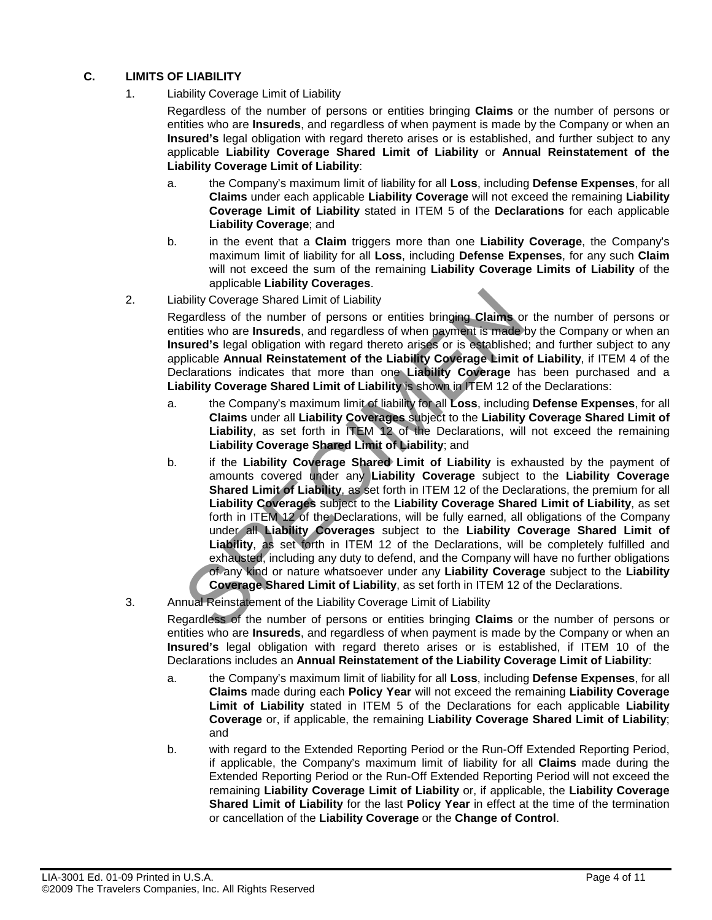## C. LIMITS OF LIABILITY

1. Liability Coverage Limit of Liability

   Regardless of the number of persons or entities bringing **Claims** or the number of persons or entities who are **Insureds**, and regardless of when payment is made by the Company or when an **Insured's** legal obligation with regard thereto arises or is established, and further subject to any applicable **Liability Coverage Shared Limit of Liability** or **Annual Reinstatement of the Liability Coverage Limit of Liability**:

   a. the Company's maximum limit of liability for all **Loss**, including **Defense Expenses**, for all **Claims** under each applicable **Liability Coverage** will not exceed the remaining **Liability Coverage Limit of Liability** stated in ITEM 5 of the **Declarations** for each applicable **Liability Coverage**; and

   b. in the event that a **Claim** triggers more than one **Liability Coverage**, the Company's maximum limit of liability for all **Loss**, including **Defense Expenses**, for any such **Claim** will not exceed the sum of the remaining **Liability Coverage Limits of Liability** of the applicable **Liability Coverages**.

2. Liability Coverage Shared Limit of Liability

   Regardless of the number of persons or entities bringing **Claims** or the number of persons or entities who are **Insureds**, and regardless of when payment is made by the Company or when an **Insured's** legal obligation with regard thereto arises or is established; and further subject to any applicable **Annual Reinstatement of the Liability Coverage Limit of Liability**, if ITEM 4 of the Declarations indicates that more than one **Liability Coverage** has been purchased and a **Liability Coverage Shared Limit of Liability** is shown in ITEM 12 of the Declarations:

   a. the Company's maximum limit of liability for all **Loss**, including **Defense Expenses**, for all **Claims** under all **Liability Coverages** subject to the **Liability Coverage Shared Limit of Liability**, as set forth in ITEM 12 of the Declarations, will not exceed the remaining **Liability Coverage Shared Limit of Liability**; and

   b. if the **Liability Coverage Shared Limit of Liability** is exhausted by the payment of amounts covered under any **Liability Coverage** subject to the **Liability Coverage Shared Limit of Liability**, as set forth in ITEM 12 of the Declarations, the premium for all **Liability Coverages** subject to the **Liability Coverage Shared Limit of Liability**, as set forth in ITEM 12 of the Declarations, will be fully earned, all obligations of the Company under all **Liability Coverages** subject to the **Liability Coverage Shared Limit of Liability**, as set forth in ITEM 12 of the Declarations, will be completely fulfilled and exhausted, including any duty to defend, and the Company will have no further obligations of any kind or nature whatsoever under any **Liability Coverage** subject to the **Liability Coverage Shared Limit of Liability**, as set forth in ITEM 12 of the Declarations.

3. Annual Reinstatement of the Liability Coverage Limit of Liability

   Regardless of the number of persons or entities bringing **Claims** or the number of persons or entities who are **Insureds**, and regardless of when payment is made by the Company or when an **Insured's** legal obligation with regard thereto arises or is established, if ITEM 10 of the Declarations includes an **Annual Reinstatement of the Liability Coverage Limit of Liability**:

   a. the Company's maximum limit of liability for all **Loss**, including **Defense Expenses**, for all **Claims** made during each **Policy Year** will not exceed the remaining **Liability Coverage Limit of Liability** stated in ITEM 5 of the Declarations for each applicable **Liability Coverage** or, if applicable, the remaining **Liability Coverage Shared Limit of Liability**; and

   b. with regard to the Extended Reporting Period or the Run-Off Extended Reporting Period, if applicable, the Company's maximum limit of liability for all **Claims** made during the Extended Reporting Period or the Run-Off Extended Reporting Period will not exceed the remaining **Liability Coverage Limit of Liability** or, if applicable, the **Liability Coverage Shared Limit of Liability** for the last **Policy Year** in effect at the time of the termination or cancellation of the **Liability Coverage** or the **Change of Control**.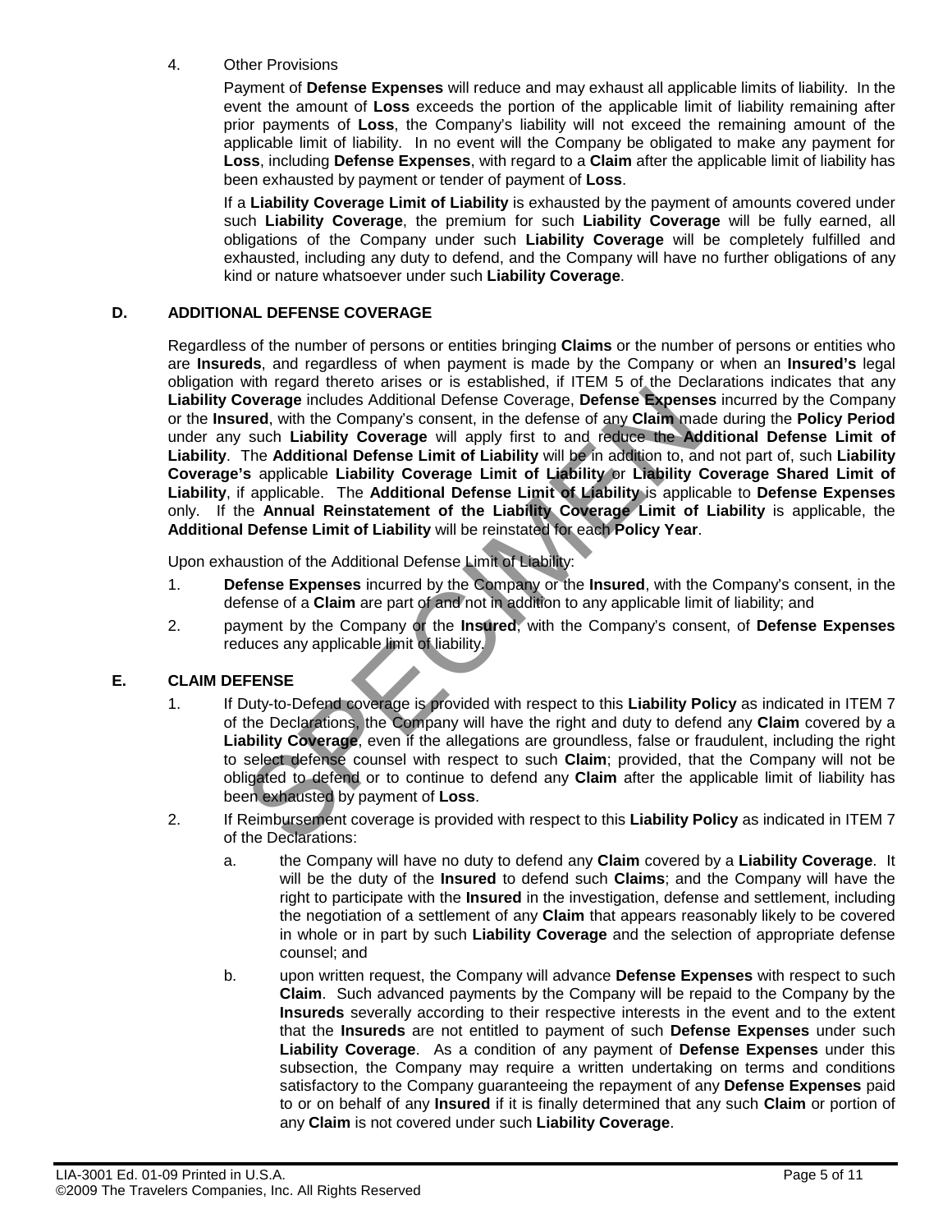4. Other Provisions

   Payment of **Defense Expenses** will reduce and may exhaust all applicable limits of liability. In the event the amount of **Loss** exceeds the portion of the applicable limit of liability remaining after prior payments of **Loss**, the Company's liability will not exceed the remaining amount of the applicable limit of liability. In no event will the Company be obligated to make any payment for **Loss**, including **Defense Expenses**, with regard to a **Claim** after the applicable limit of liability has been exhausted by payment or tender of payment of **Loss**.

   If a **Liability Coverage Limit of Liability** is exhausted by the payment of amounts covered under such **Liability Coverage**, the premium for such **Liability Coverage** will be fully earned, all obligations of the Company under such **Liability Coverage** will be completely fulfilled and exhausted, including any duty to defend, and the Company will have no further obligations of any kind or nature whatsoever under such **Liability Coverage**.

## D. ADDITIONAL DEFENSE COVERAGE

Regardless of the number of persons or entities bringing **Claims** or the number of persons or entities who are **Insureds**, and regardless of when payment is made by the Company or when an **Insured's** legal obligation with regard thereto arises or is established, if ITEM 5 of the Declarations indicates that any **Liability Coverage** includes Additional Defense Coverage, **Defense Expenses** incurred by the Company or the **Insured**, with the Company's consent, in the defense of any **Claim** made during the **Policy Period** under any such **Liability Coverage** will apply first to and reduce the **Additional Defense Limit of Liability**. The **Additional Defense Limit of Liability** will be in addition to, and not part of, such **Liability Coverage's** applicable **Liability Coverage Limit of Liability** or **Liability Coverage Shared Limit of Liability**, if applicable. The **Additional Defense Limit of Liability** is applicable to **Defense Expenses** only. If the **Annual Reinstatement of the Liability Coverage Limit of Liability** is applicable, the **Additional Defense Limit of Liability** will be reinstated for each **Policy Year**.

Upon exhaustion of the Additional Defense Limit of Liability:

1. **Defense Expenses** incurred by the Company or the **Insured**, with the Company's consent, in the defense of a **Claim** are part of and not in addition to any applicable limit of liability; and
2. payment by the Company or the **Insured**, with the Company's consent, of **Defense Expenses** reduces any applicable limit of liability.

## E. CLAIM DEFENSE

1. If Duty-to-Defend coverage is provided with respect to this **Liability Policy** as indicated in ITEM 7 of the Declarations, the Company will have the right and duty to defend any **Claim** covered by a **Liability Coverage**, even if the allegations are groundless, false or fraudulent, including the right to select defense counsel with respect to such **Claim**; provided, that the Company will not be obligated to defend or to continue to defend any **Claim** after the applicable limit of liability has been exhausted by payment of **Loss**.
2. If Reimbursement coverage is provided with respect to this **Liability Policy** as indicated in ITEM 7 of the Declarations:
   a. the Company will have no duty to defend any **Claim** covered by a **Liability Coverage**. It will be the duty of the **Insured** to defend such **Claims**; and the Company will have the right to participate with the **Insured** in the investigation, defense and settlement, including the negotiation of a settlement of any **Claim** that appears reasonably likely to be covered in whole or in part by such **Liability Coverage** and the selection of appropriate defense counsel; and
   b. upon written request, the Company will advance **Defense Expenses** with respect to such **Claim**. Such advanced payments by the Company will be repaid to the Company by the **Insureds** severally according to their respective interests in the event and to the extent that the **Insureds** are not entitled to payment of such **Defense Expenses** under such **Liability Coverage**. As a condition of any payment of **Defense Expenses** under this subsection, the Company may require a written undertaking on terms and conditions satisfactory to the Company guaranteeing the repayment of any **Defense Expenses** paid to or on behalf of any **Insured** if it is finally determined that any such **Claim** or portion of any **Claim** is not covered under such **Liability Coverage**.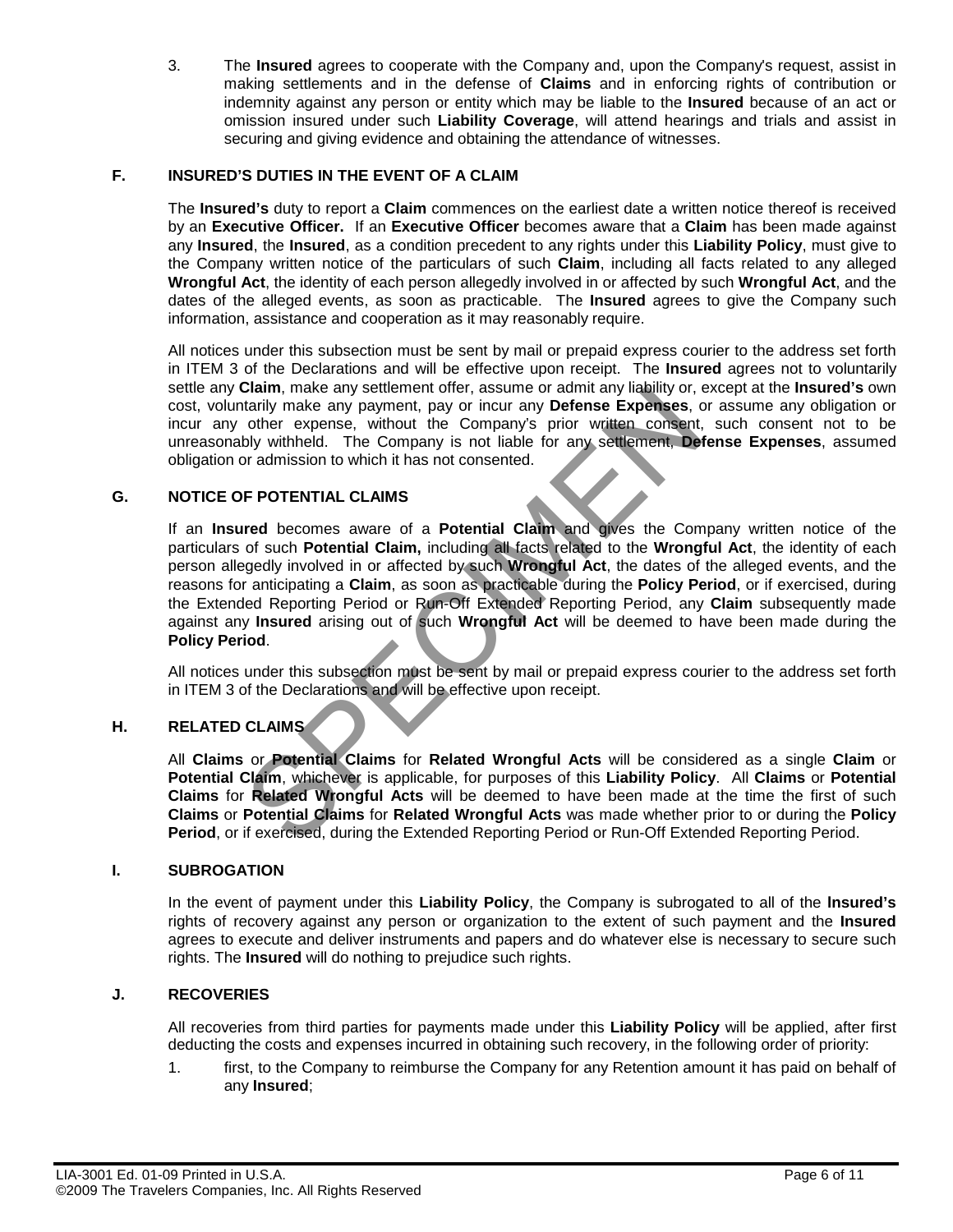3. The **Insured** agrees to cooperate with the Company and, upon the Company's request, assist in making settlements and in the defense of **Claims** and in enforcing rights of contribution or indemnity against any person or entity which may be liable to the **Insured** because of an act or omission insured under such **Liability Coverage**, will attend hearings and trials and assist in securing and giving evidence and obtaining the attendance of witnesses.

### F. INSURED'S DUTIES IN THE EVENT OF A CLAIM

The **Insured's** duty to report a **Claim** commences on the earliest date a written notice thereof is received by an **Executive Officer.** If an **Executive Officer** becomes aware that a **Claim** has been made against any **Insured**, the **Insured**, as a condition precedent to any rights under this **Liability Policy**, must give to the Company written notice of the particulars of such **Claim**, including all facts related to any alleged **Wrongful Act**, the identity of each person allegedly involved in or affected by such **Wrongful Act**, and the dates of the alleged events, as soon as practicable. The **Insured** agrees to give the Company such information, assistance and cooperation as it may reasonably require.

All notices under this subsection must be sent by mail or prepaid express courier to the address set forth in ITEM 3 of the Declarations and will be effective upon receipt. The **Insured** agrees not to voluntarily settle any **Claim**, make any settlement offer, assume or admit any liability or, except at the **Insured's** own cost, voluntarily make any payment, pay or incur any **Defense Expenses**, or assume any obligation or incur any other expense, without the Company's prior written consent, such consent not to be unreasonably withheld. The Company is not liable for any settlement, **Defense Expenses**, assumed obligation or admission to which it has not consented.

### G. NOTICE OF POTENTIAL CLAIMS

If an **Insured** becomes aware of a **Potential Claim** and gives the Company written notice of the particulars of such **Potential Claim,** including all facts related to the **Wrongful Act**, the identity of each person allegedly involved in or affected by such **Wrongful Act**, the dates of the alleged events, and the reasons for anticipating a **Claim**, as soon as practicable during the **Policy Period**, or if exercised, during the Extended Reporting Period or Run-Off Extended Reporting Period, any **Claim** subsequently made against any **Insured** arising out of such **Wrongful Act** will be deemed to have been made during the **Policy Period**.

All notices under this subsection must be sent by mail or prepaid express courier to the address set forth in ITEM 3 of the Declarations and will be effective upon receipt.

### H. RELATED CLAIMS

All **Claims** or **Potential Claims** for **Related Wrongful Acts** will be considered as a single **Claim** or **Potential Claim**, whichever is applicable, for purposes of this **Liability Policy**. All **Claims** or **Potential Claims** for **Related Wrongful Acts** will be deemed to have been made at the time the first of such **Claims** or **Potential Claims** for **Related Wrongful Acts** was made whether prior to or during the **Policy Period**, or if exercised, during the Extended Reporting Period or Run-Off Extended Reporting Period.

### I. SUBROGATION

In the event of payment under this **Liability Policy**, the Company is subrogated to all of the **Insured's** rights of recovery against any person or organization to the extent of such payment and the **Insured** agrees to execute and deliver instruments and papers and do whatever else is necessary to secure such rights. The **Insured** will do nothing to prejudice such rights.

### J. RECOVERIES

All recoveries from third parties for payments made under this **Liability Policy** will be applied, after first deducting the costs and expenses incurred in obtaining such recovery, in the following order of priority:

1. first, to the Company to reimburse the Company for any Retention amount it has paid on behalf of any **Insured**;

LIA-3001 Ed. 01-09 Printed in U.S.A.
©2009 The Travelers Companies, Inc. All Rights Reserved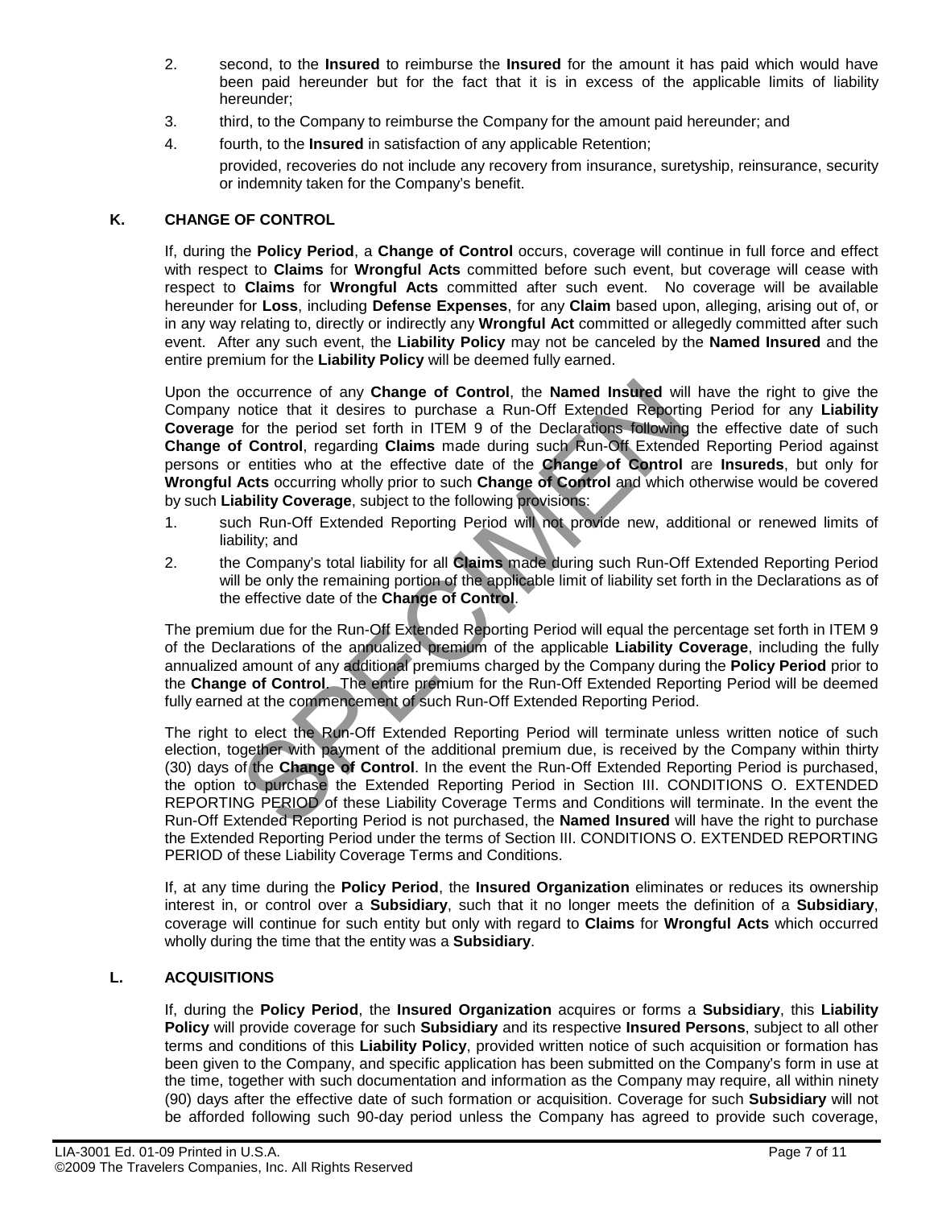2. second, to the **Insured** to reimburse the **Insured** for the amount it has paid which would have been paid hereunder but for the fact that it is in excess of the applicable limits of liability hereunder;
3. third, to the Company to reimburse the Company for the amount paid hereunder; and
4. fourth, to the **Insured** in satisfaction of any applicable Retention;

   provided, recoveries do not include any recovery from insurance, suretyship, reinsurance, security or indemnity taken for the Company's benefit.

**K. CHANGE OF CONTROL**

If, during the **Policy Period**, a **Change of Control** occurs, coverage will continue in full force and effect with respect to **Claims** for **Wrongful Acts** committed before such event, but coverage will cease with respect to **Claims** for **Wrongful Acts** committed after such event. No coverage will be available hereunder for **Loss**, including **Defense Expenses**, for any **Claim** based upon, alleging, arising out of, or in any way relating to, directly or indirectly any **Wrongful Act** committed or allegedly committed after such event. After any such event, the **Liability Policy** may not be canceled by the **Named Insured** and the entire premium for the **Liability Policy** will be deemed fully earned.

Upon the occurrence of any **Change of Control**, the **Named Insured** will have the right to give the Company notice that it desires to purchase a Run-Off Extended Reporting Period for any **Liability Coverage** for the period set forth in ITEM 9 of the Declarations following the effective date of such **Change of Control**, regarding **Claims** made during such Run-Off Extended Reporting Period against persons or entities who at the effective date of the **Change of Control** are **Insureds**, but only for **Wrongful Acts** occurring wholly prior to such **Change of Control** and which otherwise would be covered by such **Liability Coverage**, subject to the following provisions:

1. such Run-Off Extended Reporting Period will not provide new, additional or renewed limits of liability; and
2. the Company's total liability for all **Claims** made during such Run-Off Extended Reporting Period will be only the remaining portion of the applicable limit of liability set forth in the Declarations as of the effective date of the **Change of Control**.

The premium due for the Run-Off Extended Reporting Period will equal the percentage set forth in ITEM 9 of the Declarations of the annualized premium of the applicable **Liability Coverage**, including the fully annualized amount of any additional premiums charged by the Company during the **Policy Period** prior to the **Change of Control**. The entire premium for the Run-Off Extended Reporting Period will be deemed fully earned at the commencement of such Run-Off Extended Reporting Period.

The right to elect the Run-Off Extended Reporting Period will terminate unless written notice of such election, together with payment of the additional premium due, is received by the Company within thirty (30) days of the **Change of Control**. In the event the Run-Off Extended Reporting Period is purchased, the option to purchase the Extended Reporting Period in Section III. CONDITIONS O. EXTENDED REPORTING PERIOD of these Liability Coverage Terms and Conditions will terminate. In the event the Run-Off Extended Reporting Period is not purchased, the **Named Insured** will have the right to purchase the Extended Reporting Period under the terms of Section III. CONDITIONS O. EXTENDED REPORTING PERIOD of these Liability Coverage Terms and Conditions.

If, at any time during the **Policy Period**, the **Insured Organization** eliminates or reduces its ownership interest in, or control over a **Subsidiary**, such that it no longer meets the definition of a **Subsidiary**, coverage will continue for such entity but only with regard to **Claims** for **Wrongful Acts** which occurred wholly during the time that the entity was a **Subsidiary**.

**L. ACQUISITIONS**

If, during the **Policy Period**, the **Insured Organization** acquires or forms a **Subsidiary**, this **Liability Policy** will provide coverage for such **Subsidiary** and its respective **Insured Persons**, subject to all other terms and conditions of this **Liability Policy**, provided written notice of such acquisition or formation has been given to the Company, and specific application has been submitted on the Company's form in use at the time, together with such documentation and information as the Company may require, all within ninety (90) days after the effective date of such formation or acquisition. Coverage for such **Subsidiary** will not be afforded following such 90-day period unless the Company has agreed to provide such coverage,

LIA-3001 Ed. 01-09 Printed in U.S.A.
©2009 The Travelers Companies, Inc. All Rights Reserved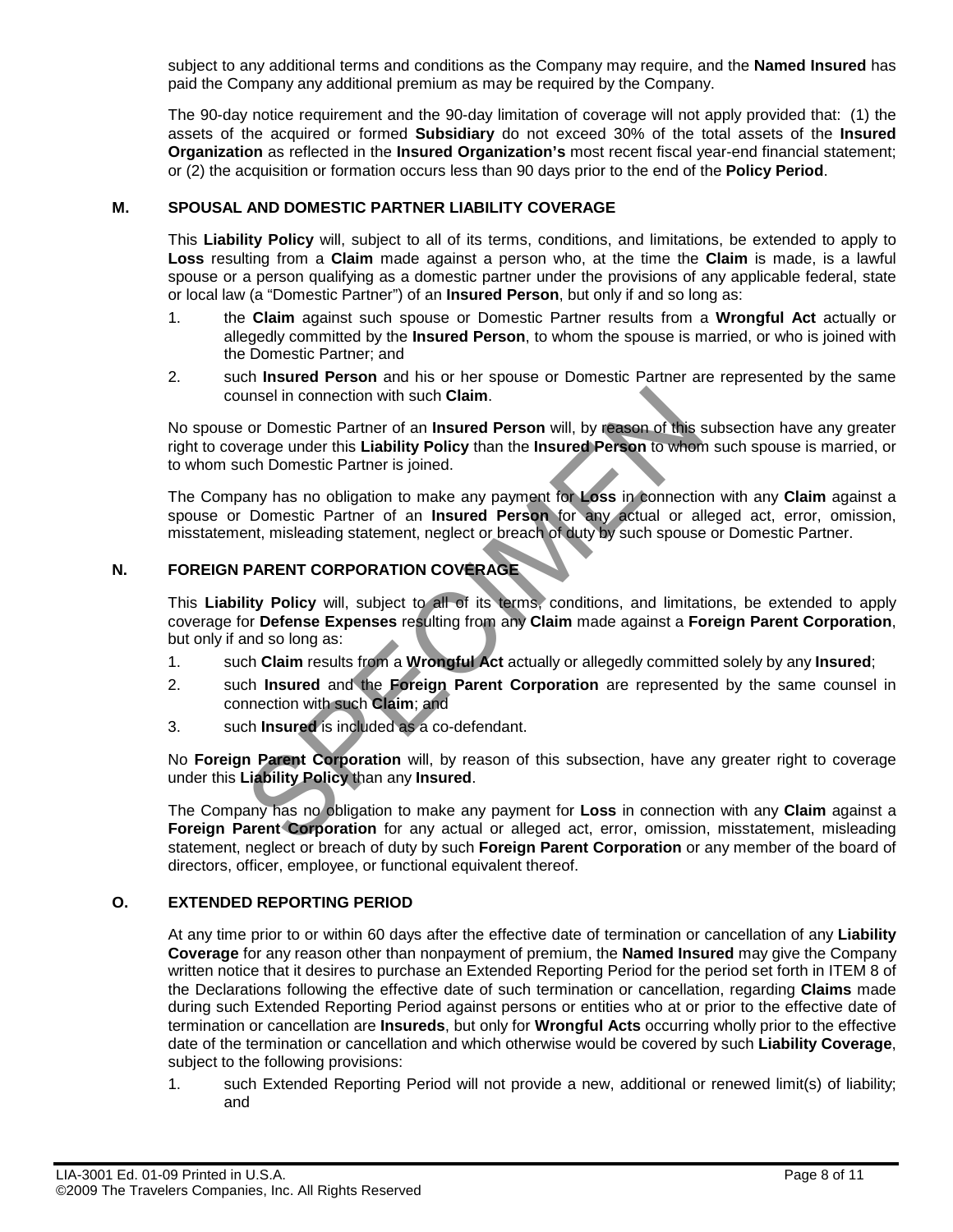subject to any additional terms and conditions as the Company may require, and the **Named Insured** has paid the Company any additional premium as may be required by the Company.

The 90-day notice requirement and the 90-day limitation of coverage will not apply provided that: (1) the assets of the acquired or formed **Subsidiary** do not exceed 30% of the total assets of the **Insured Organization** as reflected in the **Insured Organization's** most recent fiscal year-end financial statement; or (2) the acquisition or formation occurs less than 90 days prior to the end of the **Policy Period**.

**M. SPOUSAL AND DOMESTIC PARTNER LIABILITY COVERAGE**

This **Liability Policy** will, subject to all of its terms, conditions, and limitations, be extended to apply to **Loss** resulting from a **Claim** made against a person who, at the time the **Claim** is made, is a lawful spouse or a person qualifying as a domestic partner under the provisions of any applicable federal, state or local law (a "Domestic Partner") of an **Insured Person**, but only if and so long as:

1. the **Claim** against such spouse or Domestic Partner results from a **Wrongful Act** actually or allegedly committed by the **Insured Person**, to whom the spouse is married, or who is joined with the Domestic Partner; and
2. such **Insured Person** and his or her spouse or Domestic Partner are represented by the same counsel in connection with such **Claim**.

No spouse or Domestic Partner of an **Insured Person** will, by reason of this subsection have any greater right to coverage under this **Liability Policy** than the **Insured Person** to whom such spouse is married, or to whom such Domestic Partner is joined.

The Company has no obligation to make any payment for **Loss** in connection with any **Claim** against a spouse or Domestic Partner of an **Insured Person** for any actual or alleged act, error, omission, misstatement, misleading statement, neglect or breach of duty by such spouse or Domestic Partner.

**N. FOREIGN PARENT CORPORATION COVERAGE**

This **Liability Policy** will, subject to all of its terms, conditions, and limitations, be extended to apply coverage for **Defense Expenses** resulting from any **Claim** made against a **Foreign Parent Corporation**, but only if and so long as:

1. such **Claim** results from a **Wrongful Act** actually or allegedly committed solely by any **Insured**;
2. such **Insured** and the **Foreign Parent Corporation** are represented by the same counsel in connection with such **Claim**; and
3. such **Insured** is included as a co-defendant.

No **Foreign Parent Corporation** will, by reason of this subsection, have any greater right to coverage under this **Liability Policy** than any **Insured**.

The Company has no obligation to make any payment for **Loss** in connection with any **Claim** against a **Foreign Parent Corporation** for any actual or alleged act, error, omission, misstatement, misleading statement, neglect or breach of duty by such **Foreign Parent Corporation** or any member of the board of directors, officer, employee, or functional equivalent thereof.

**O. EXTENDED REPORTING PERIOD**

At any time prior to or within 60 days after the effective date of termination or cancellation of any **Liability Coverage** for any reason other than nonpayment of premium, the **Named Insured** may give the Company written notice that it desires to purchase an Extended Reporting Period for the period set forth in ITEM 8 of the Declarations following the effective date of such termination or cancellation, regarding **Claims** made during such Extended Reporting Period against persons or entities who at or prior to the effective date of termination or cancellation are **Insureds**, but only for **Wrongful Acts** occurring wholly prior to the effective date of the termination or cancellation and which otherwise would be covered by such **Liability Coverage**, subject to the following provisions:

1. such Extended Reporting Period will not provide a new, additional or renewed limit(s) of liability; and

LIA-3001 Ed. 01-09 Printed in U.S.A.
©2009 The Travelers Companies, Inc. All Rights Reserved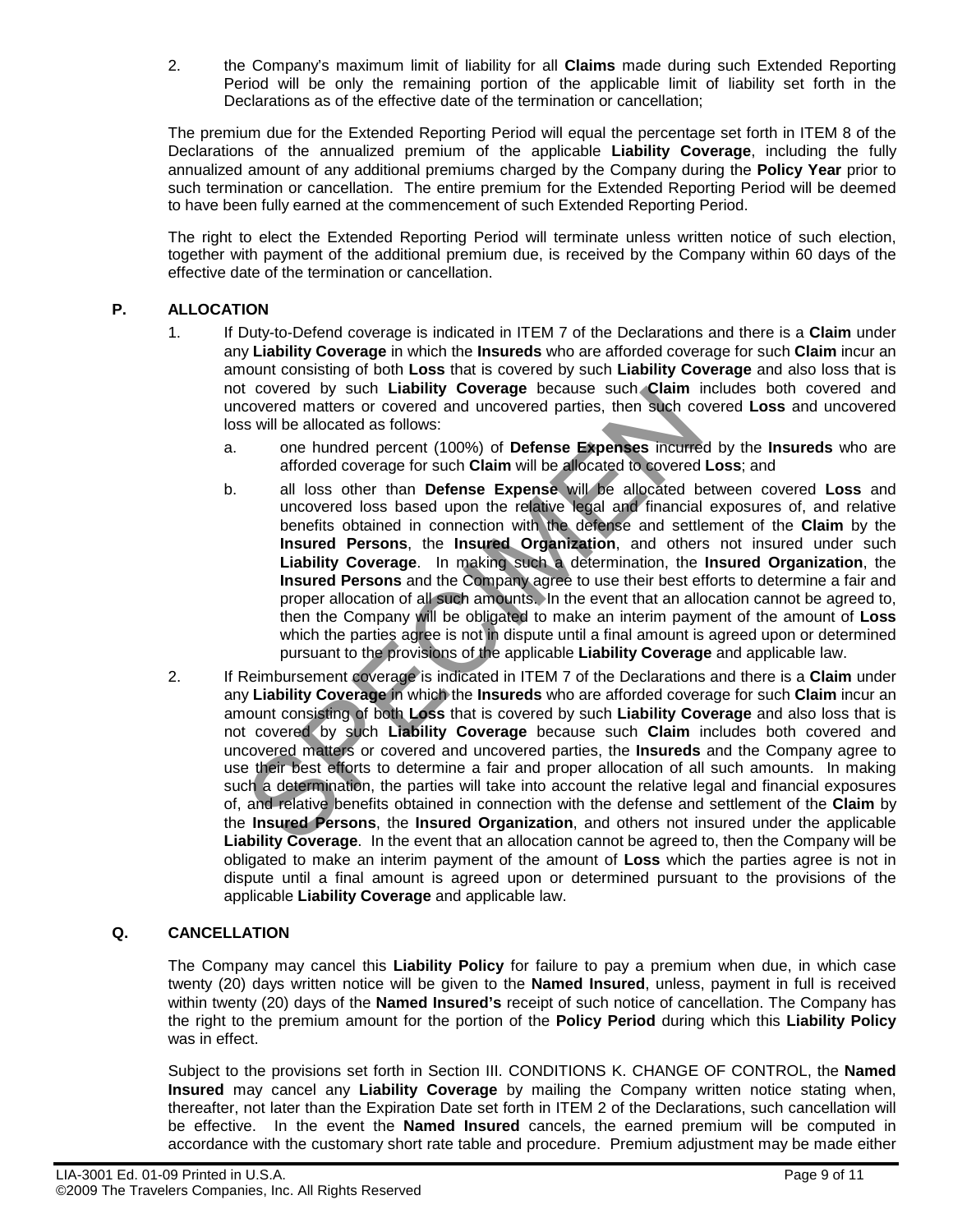2. the Company's maximum limit of liability for all **Claims** made during such Extended Reporting Period will be only the remaining portion of the applicable limit of liability set forth in the Declarations as of the effective date of the termination or cancellation;

The premium due for the Extended Reporting Period will equal the percentage set forth in ITEM 8 of the Declarations of the annualized premium of the applicable **Liability Coverage**, including the fully annualized amount of any additional premiums charged by the Company during the **Policy Year** prior to such termination or cancellation. The entire premium for the Extended Reporting Period will be deemed to have been fully earned at the commencement of such Extended Reporting Period.

The right to elect the Extended Reporting Period will terminate unless written notice of such election, together with payment of the additional premium due, is received by the Company within 60 days of the effective date of the termination or cancellation.

## P. ALLOCATION

1. If Duty-to-Defend coverage is indicated in ITEM 7 of the Declarations and there is a **Claim** under any **Liability Coverage** in which the **Insureds** who are afforded coverage for such **Claim** incur an amount consisting of both **Loss** that is covered by such **Liability Coverage** and also loss that is not covered by such **Liability Coverage** because such **Claim** includes both covered and uncovered matters or covered and uncovered parties, then such covered **Loss** and uncovered loss will be allocated as follows:
   a. one hundred percent (100%) of **Defense Expenses** incurred by the **Insureds** who are afforded coverage for such **Claim** will be allocated to covered **Loss**; and
   b. all loss other than **Defense Expense** will be allocated between covered **Loss** and uncovered loss based upon the relative legal and financial exposures of, and relative benefits obtained in connection with the defense and settlement of the **Claim** by the **Insured Persons**, the **Insured Organization**, and others not insured under such **Liability Coverage**. In making such a determination, the **Insured Organization**, the **Insured Persons** and the Company agree to use their best efforts to determine a fair and proper allocation of all such amounts. In the event that an allocation cannot be agreed to, then the Company will be obligated to make an interim payment of the amount of **Loss** which the parties agree is not in dispute until a final amount is agreed upon or determined pursuant to the provisions of the applicable **Liability Coverage** and applicable law.
2. If Reimbursement coverage is indicated in ITEM 7 of the Declarations and there is a **Claim** under any **Liability Coverage** in which the **Insureds** who are afforded coverage for such **Claim** incur an amount consisting of both **Loss** that is covered by such **Liability Coverage** and also loss that is not covered by such **Liability Coverage** because such **Claim** includes both covered and uncovered matters or covered and uncovered parties, the **Insureds** and the Company agree to use their best efforts to determine a fair and proper allocation of all such amounts. In making such a determination, the parties will take into account the relative legal and financial exposures of, and relative benefits obtained in connection with the defense and settlement of the **Claim** by the **Insured Persons**, the **Insured Organization**, and others not insured under the applicable **Liability Coverage**. In the event that an allocation cannot be agreed to, then the Company will be obligated to make an interim payment of the amount of **Loss** which the parties agree is not in dispute until a final amount is agreed upon or determined pursuant to the provisions of the applicable **Liability Coverage** and applicable law.

## Q. CANCELLATION

The Company may cancel this **Liability Policy** for failure to pay a premium when due, in which case twenty (20) days written notice will be given to the **Named Insured**, unless, payment in full is received within twenty (20) days of the **Named Insured's** receipt of such notice of cancellation. The Company has the right to the premium amount for the portion of the **Policy Period** during which this **Liability Policy** was in effect.

Subject to the provisions set forth in Section III. CONDITIONS K. CHANGE OF CONTROL, the **Named Insured** may cancel any **Liability Coverage** by mailing the Company written notice stating when, thereafter, not later than the Expiration Date set forth in ITEM 2 of the Declarations, such cancellation will be effective. In the event the **Named Insured** cancels, the earned premium will be computed in accordance with the customary short rate table and procedure. Premium adjustment may be made either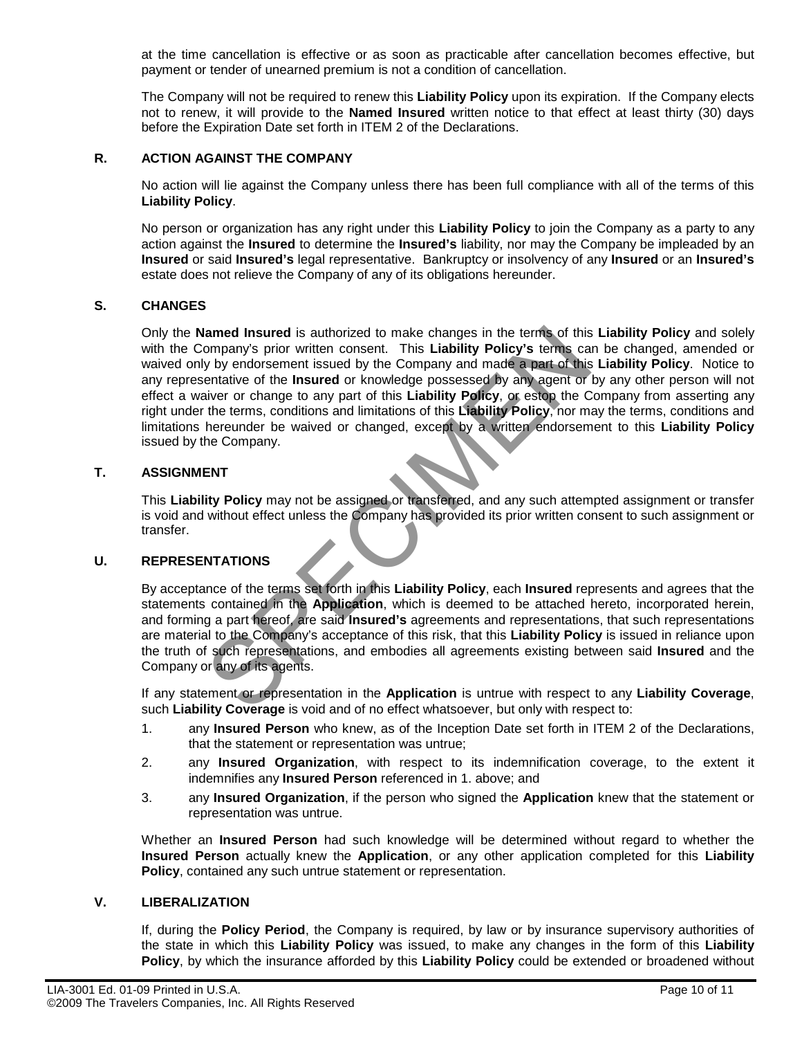at the time cancellation is effective or as soon as practicable after cancellation becomes effective, but payment or tender of unearned premium is not a condition of cancellation.

The Company will not be required to renew this **Liability Policy** upon its expiration. If the Company elects not to renew, it will provide to the **Named Insured** written notice to that effect at least thirty (30) days before the Expiration Date set forth in ITEM 2 of the Declarations.

### R. ACTION AGAINST THE COMPANY

No action will lie against the Company unless there has been full compliance with all of the terms of this **Liability Policy**.

No person or organization has any right under this **Liability Policy** to join the Company as a party to any action against the **Insured** to determine the **Insured's** liability, nor may the Company be impleaded by an **Insured** or said **Insured's** legal representative. Bankruptcy or insolvency of any **Insured** or an **Insured's** estate does not relieve the Company of any of its obligations hereunder.

### S. CHANGES

Only the **Named Insured** is authorized to make changes in the terms of this **Liability Policy** and solely with the Company's prior written consent. This **Liability Policy's** terms can be changed, amended or waived only by endorsement issued by the Company and made a part of this **Liability Policy**. Notice to any representative of the **Insured** or knowledge possessed by any agent or by any other person will not effect a waiver or change to any part of this **Liability Policy**, or estop the Company from asserting any right under the terms, conditions and limitations of this **Liability Policy**, nor may the terms, conditions and limitations hereunder be waived or changed, except by a written endorsement to this **Liability Policy** issued by the Company.

### T. ASSIGNMENT

This **Liability Policy** may not be assigned or transferred, and any such attempted assignment or transfer is void and without effect unless the Company has provided its prior written consent to such assignment or transfer.

### U. REPRESENTATIONS

By acceptance of the terms set forth in this **Liability Policy**, each **Insured** represents and agrees that the statements contained in the **Application**, which is deemed to be attached hereto, incorporated herein, and forming a part hereof, are said **Insured's** agreements and representations, that such representations are material to the Company's acceptance of this risk, that this **Liability Policy** is issued in reliance upon the truth of such representations, and embodies all agreements existing between said **Insured** and the Company or any of its agents.

If any statement or representation in the **Application** is untrue with respect to any **Liability Coverage**, such **Liability Coverage** is void and of no effect whatsoever, but only with respect to:

1. any **Insured Person** who knew, as of the Inception Date set forth in ITEM 2 of the Declarations, that the statement or representation was untrue;
2. any **Insured Organization**, with respect to its indemnification coverage, to the extent it indemnifies any **Insured Person** referenced in 1. above; and
3. any **Insured Organization**, if the person who signed the **Application** knew that the statement or representation was untrue.

Whether an **Insured Person** had such knowledge will be determined without regard to whether the **Insured Person** actually knew the **Application**, or any other application completed for this **Liability Policy**, contained any such untrue statement or representation.

### V. LIBERALIZATION

If, during the **Policy Period**, the Company is required, by law or by insurance supervisory authorities of the state in which this **Liability Policy** was issued, to make any changes in the form of this **Liability Policy**, by which the insurance afforded by this **Liability Policy** could be extended or broadened without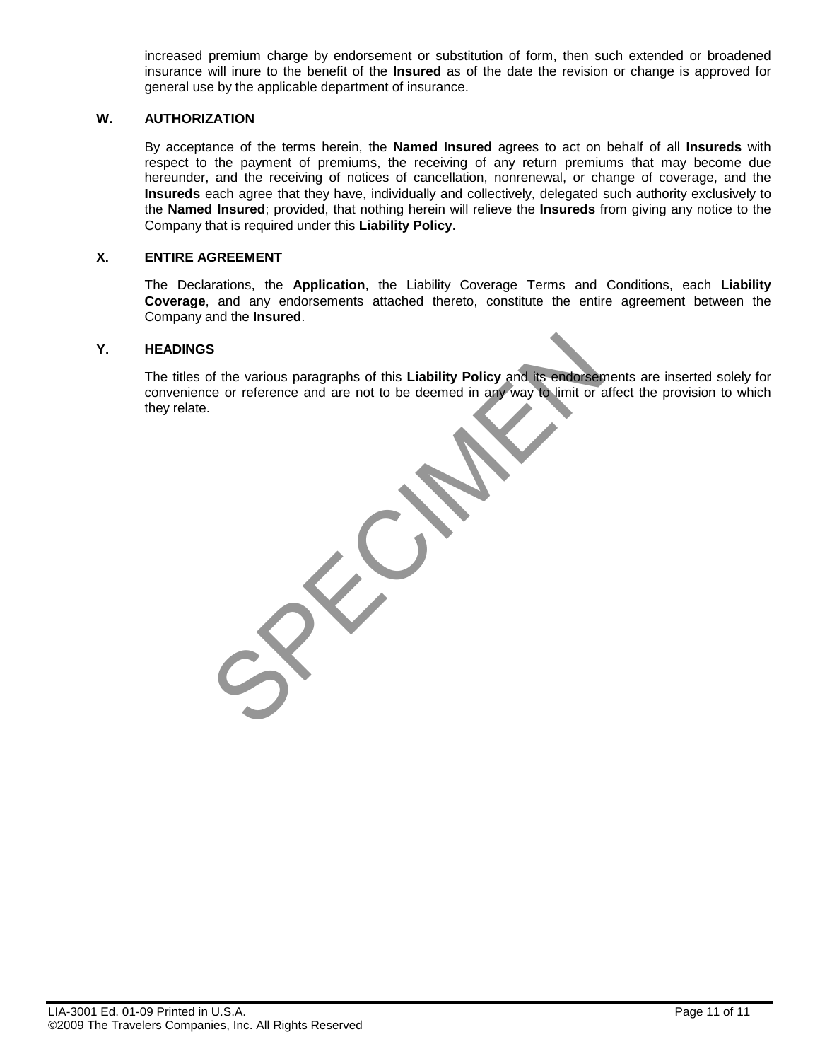increased premium charge by endorsement or substitution of form, then such extended or broadened insurance will inure to the benefit of the **Insured** as of the date the revision or change is approved for general use by the applicable department of insurance.

**W. AUTHORIZATION**

By acceptance of the terms herein, the **Named Insured** agrees to act on behalf of all **Insureds** with respect to the payment of premiums, the receiving of any return premiums that may become due hereunder, and the receiving of notices of cancellation, nonrenewal, or change of coverage, and the **Insureds** each agree that they have, individually and collectively, delegated such authority exclusively to the **Named Insured**; provided, that nothing herein will relieve the **Insureds** from giving any notice to the Company that is required under this **Liability Policy**.

**X. ENTIRE AGREEMENT**

The Declarations, the **Application**, the Liability Coverage Terms and Conditions, each **Liability Coverage**, and any endorsements attached thereto, constitute the entire agreement between the Company and the **Insured**.

**Y. HEADINGS**

The titles of the various paragraphs of this **Liability Policy** and its endorsements are inserted solely for convenience or reference and are not to be deemed in any way to limit or affect the provision to which they relate.

SPECIMEN

LIA-3001 Ed. 01-09 Printed in U.S.A.
©2009 The Travelers Companies, Inc. All Rights Reserved